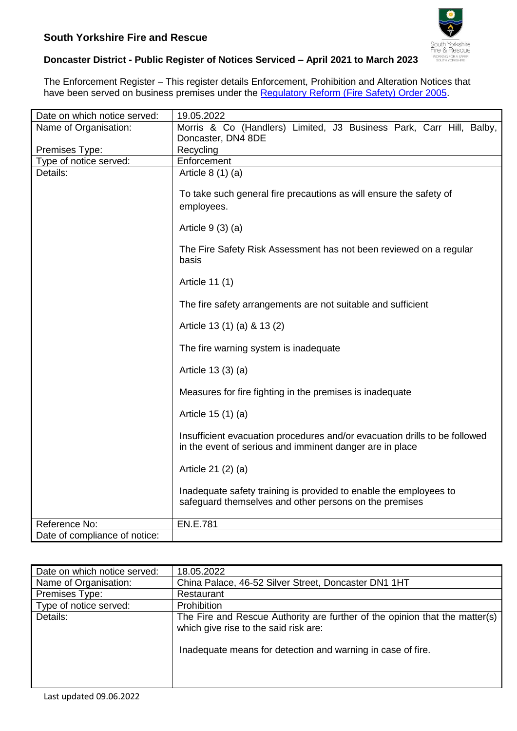**South Yorkshire Fire and Rescue**

**Doncaster District - Public Register of Notices Serviced – April 2021 to March 2023**

The Enforcement Register – This register details Enforcement, Prohibition and Alteration Notices that have been served on business premises under the Regulatory Reform (Fire Safety) Order 2005.

| | |
|---|---|
| Date on which notice served: | 19.05.2022 |
| Name of Organisation: | Morris & Co (Handlers) Limited, J3 Business Park, Carr Hill, Balby, Doncaster, DN4 8DE |
| Premises Type: | Recycling |
| Type of notice served: | Enforcement |
| Details: | Article 8 (1) (a)<br><br>To take such general fire precautions as will ensure the safety of employees.<br><br>Article 9 (3) (a)<br><br>The Fire Safety Risk Assessment has not been reviewed on a regular basis<br><br>Article 11 (1)<br><br>The fire safety arrangements are not suitable and sufficient<br><br>Article 13 (1) (a) & 13 (2)<br><br>The fire warning system is inadequate<br><br>Article 13 (3) (a)<br><br>Measures for fire fighting in the premises is inadequate<br><br>Article 15 (1) (a)<br><br>Insufficient evacuation procedures and/or evacuation drills to be followed in the event of serious and imminent danger are in place<br><br>Article 21 (2) (a)<br><br>Inadequate safety training is provided to enable the employees to safeguard themselves and other persons on the premises |
| Reference No: | EN.E.781 |
| Date of compliance of notice: | |

| | |
|---|---|
| Date on which notice served: | 18.05.2022 |
| Name of Organisation: | China Palace, 46-52 Silver Street, Doncaster DN1 1HT |
| Premises Type: | Restaurant |
| Type of notice served: | Prohibition |
| Details: | The Fire and Rescue Authority are further of the opinion that the matter(s) which give rise to the said risk are:<br><br>Inadequate means for detection and warning in case of fire. |

Last updated 09.06.2022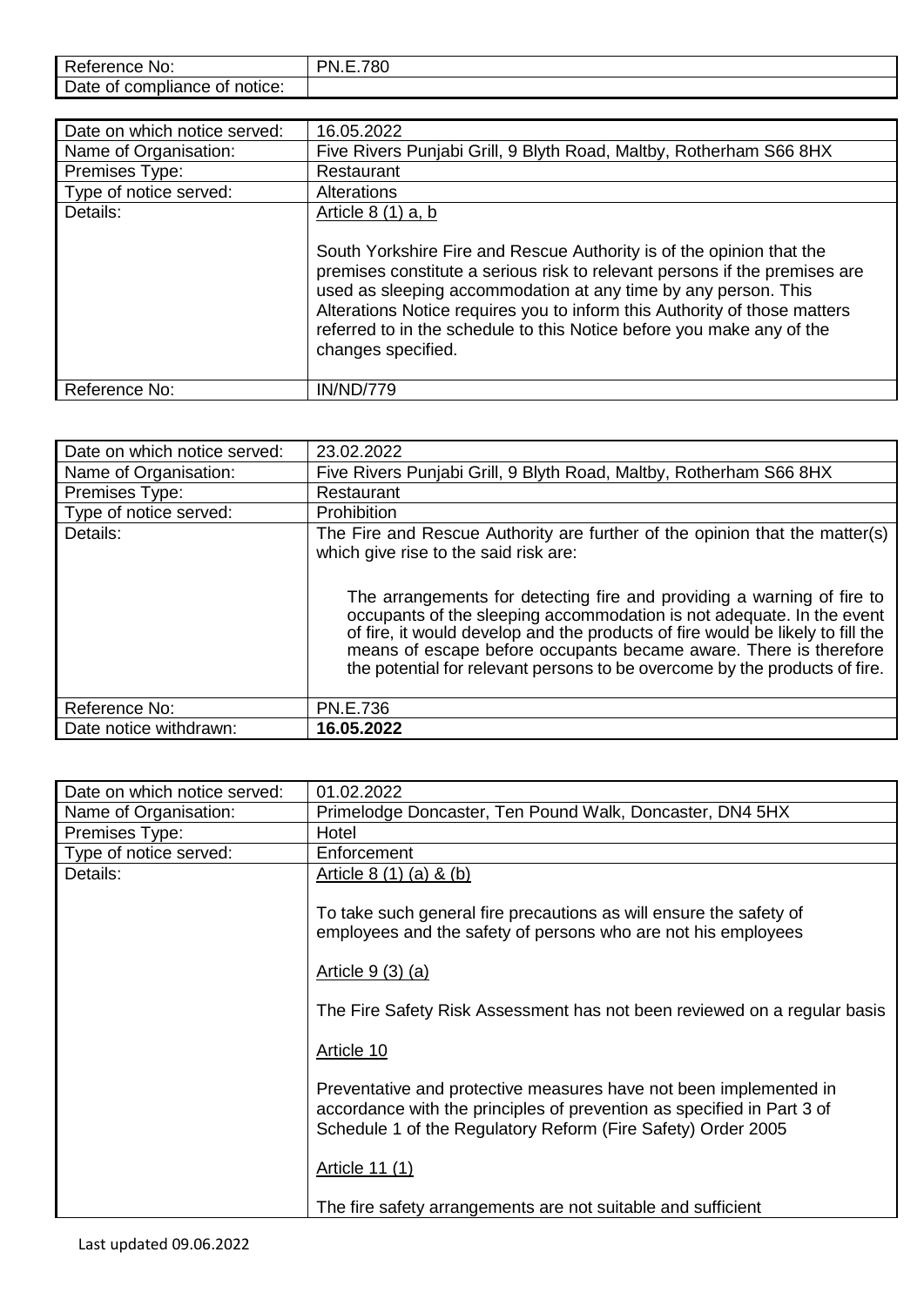| | |
|---|---|
| Reference No: | PN.E.780 |
| Date of compliance of notice: | |

| | |
|---|---|
| Date on which notice served: | 16.05.2022 |
| Name of Organisation: | Five Rivers Punjabi Grill, 9 Blyth Road, Maltby, Rotherham S66 8HX |
| Premises Type: | Restaurant |
| Type of notice served: | Alterations |
| Details: | Article 8 (1) a, b<br><br>South Yorkshire Fire and Rescue Authority is of the opinion that the premises constitute a serious risk to relevant persons if the premises are used as sleeping accommodation at any time by any person. This Alterations Notice requires you to inform this Authority of those matters referred to in the schedule to this Notice before you make any of the changes specified. |
| Reference No: | IN/ND/779 |

| | |
|---|---|
| Date on which notice served: | 23.02.2022 |
| Name of Organisation: | Five Rivers Punjabi Grill, 9 Blyth Road, Maltby, Rotherham S66 8HX |
| Premises Type: | Restaurant |
| Type of notice served: | Prohibition |
| Details: | The Fire and Rescue Authority are further of the opinion that the matter(s) which give rise to the said risk are:<br><br>The arrangements for detecting fire and providing a warning of fire to occupants of the sleeping accommodation is not adequate. In the event of fire, it would develop and the products of fire would be likely to fill the means of escape before occupants became aware. There is therefore the potential for relevant persons to be overcome by the products of fire. |
| Reference No: | PN.E.736 |
| Date notice withdrawn: | **16.05.2022** |

| | |
|---|---|
| Date on which notice served: | 01.02.2022 |
| Name of Organisation: | Primelodge Doncaster, Ten Pound Walk, Doncaster, DN4 5HX |
| Premises Type: | Hotel |
| Type of notice served: | Enforcement |
| Details: | Article 8 (1) (a) & (b)<br><br>To take such general fire precautions as will ensure the safety of employees and the safety of persons who are not his employees<br><br>Article 9 (3) (a)<br><br>The Fire Safety Risk Assessment has not been reviewed on a regular basis<br><br>Article 10<br><br>Preventative and protective measures have not been implemented in accordance with the principles of prevention as specified in Part 3 of Schedule 1 of the Regulatory Reform (Fire Safety) Order 2005<br><br>Article 11 (1)<br><br>The fire safety arrangements are not suitable and sufficient |

Last updated 09.06.2022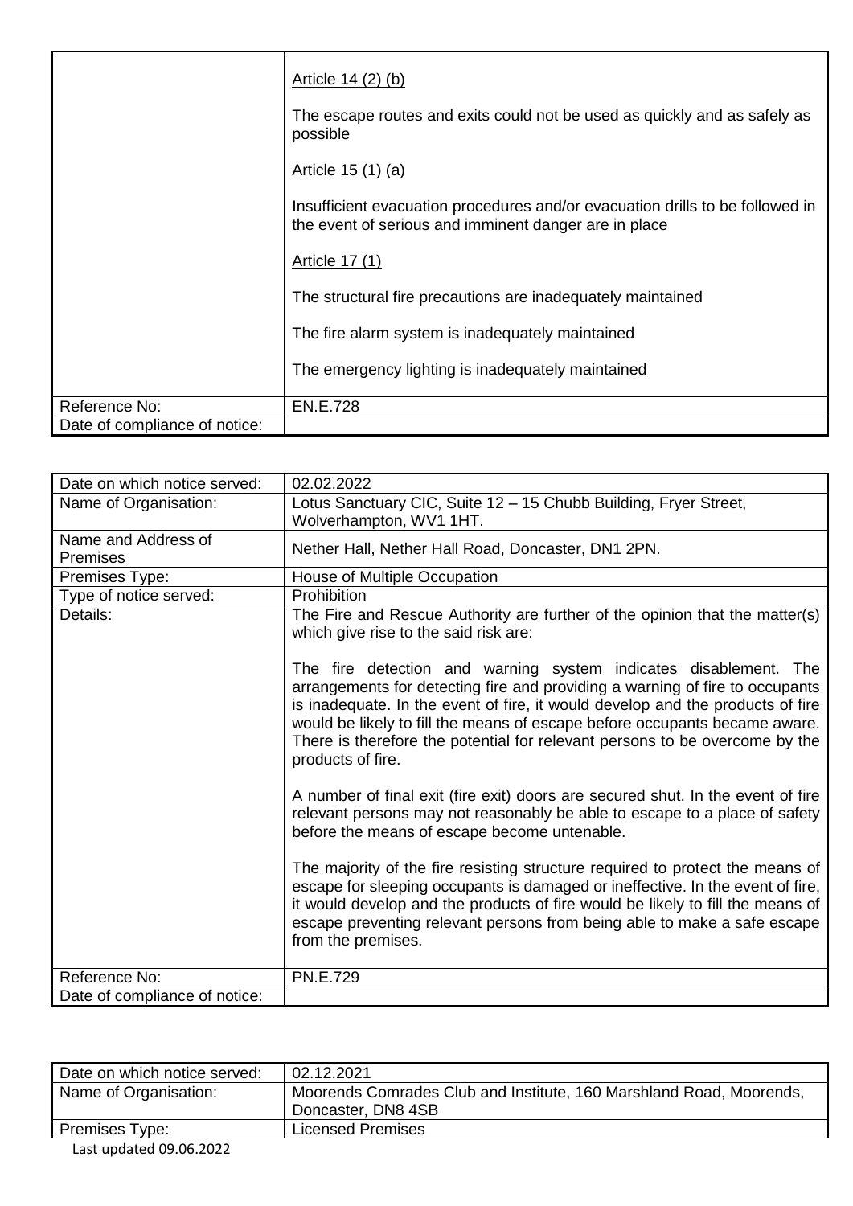| | |
|---|---|
| | Article 14 (2) (b)<br><br>The escape routes and exits could not be used as quickly and as safely as possible<br><br>Article 15 (1) (a)<br><br>Insufficient evacuation procedures and/or evacuation drills to be followed in the event of serious and imminent danger are in place<br><br>Article 17 (1)<br><br>The structural fire precautions are inadequately maintained<br><br>The fire alarm system is inadequately maintained<br><br>The emergency lighting is inadequately maintained |
| Reference No: | EN.E.728 |
| Date of compliance of notice: | |

| | |
|---|---|
| Date on which notice served: | 02.02.2022 |
| Name of Organisation: | Lotus Sanctuary CIC, Suite 12 – 15 Chubb Building, Fryer Street, Wolverhampton, WV1 1HT. |
| Name and Address of Premises | Nether Hall, Nether Hall Road, Doncaster, DN1 2PN. |
| Premises Type: | House of Multiple Occupation |
| Type of notice served: | Prohibition |
| Details: | The Fire and Rescue Authority are further of the opinion that the matter(s) which give rise to the said risk are:<br><br>The fire detection and warning system indicates disablement. The arrangements for detecting fire and providing a warning of fire to occupants is inadequate. In the event of fire, it would develop and the products of fire would be likely to fill the means of escape before occupants became aware. There is therefore the potential for relevant persons to be overcome by the products of fire.<br><br>A number of final exit (fire exit) doors are secured shut. In the event of fire relevant persons may not reasonably be able to escape to a place of safety before the means of escape become untenable.<br><br>The majority of the fire resisting structure required to protect the means of escape for sleeping occupants is damaged or ineffective. In the event of fire, it would develop and the products of fire would be likely to fill the means of escape preventing relevant persons from being able to make a safe escape from the premises. |
| Reference No: | PN.E.729 |
| Date of compliance of notice: | |

| | |
|---|---|
| Date on which notice served: | 02.12.2021 |
| Name of Organisation: | Moorends Comrades Club and Institute, 160 Marshland Road, Moorends, Doncaster, DN8 4SB |
| Premises Type: | Licensed Premises |

Last updated 09.06.2022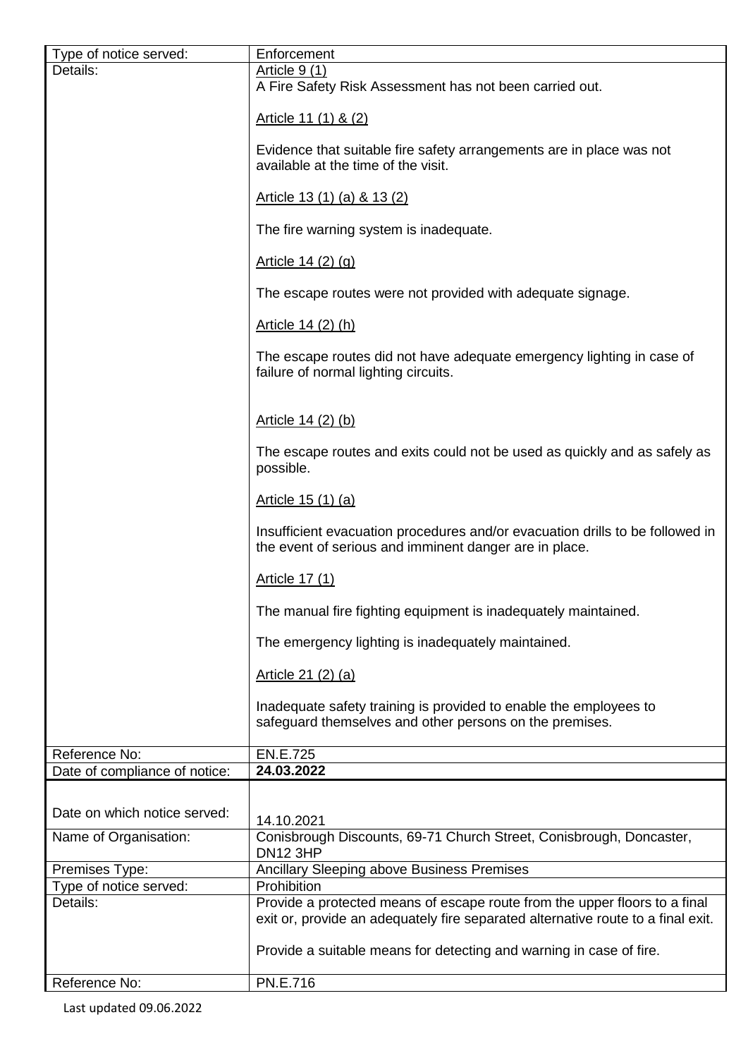| | |
|---|---|
| Type of notice served: | Enforcement |
| Details: | Article 9 (1)<br>A Fire Safety Risk Assessment has not been carried out.<br><br>Article 11 (1) & (2)<br><br>Evidence that suitable fire safety arrangements are in place was not available at the time of the visit.<br><br>Article 13 (1) (a) & 13 (2)<br><br>The fire warning system is inadequate.<br><br>Article 14 (2) (g)<br><br>The escape routes were not provided with adequate signage.<br><br>Article 14 (2) (h)<br><br>The escape routes did not have adequate emergency lighting in case of failure of normal lighting circuits.<br><br>Article 14 (2) (b)<br><br>The escape routes and exits could not be used as quickly and as safely as possible.<br><br>Article 15 (1) (a)<br><br>Insufficient evacuation procedures and/or evacuation drills to be followed in the event of serious and imminent danger are in place.<br><br>Article 17 (1)<br><br>The manual fire fighting equipment is inadequately maintained.<br><br>The emergency lighting is inadequately maintained.<br><br>Article 21 (2) (a)<br><br>Inadequate safety training is provided to enable the employees to safeguard themselves and other persons on the premises. |
| Reference No: | EN.E.725 |
| Date of compliance of notice: | **24.03.2022** |

| | |
|---|---|
| Date on which notice served: | 14.10.2021 |
| Name of Organisation: | Conisbrough Discounts, 69-71 Church Street, Conisbrough, Doncaster, DN12 3HP |
| Premises Type: | Ancillary Sleeping above Business Premises |
| Type of notice served: | Prohibition |
| Details: | Provide a protected means of escape route from the upper floors to a final exit or, provide an adequately fire separated alternative route to a final exit.<br><br>Provide a suitable means for detecting and warning in case of fire. |
| Reference No: | PN.E.716 |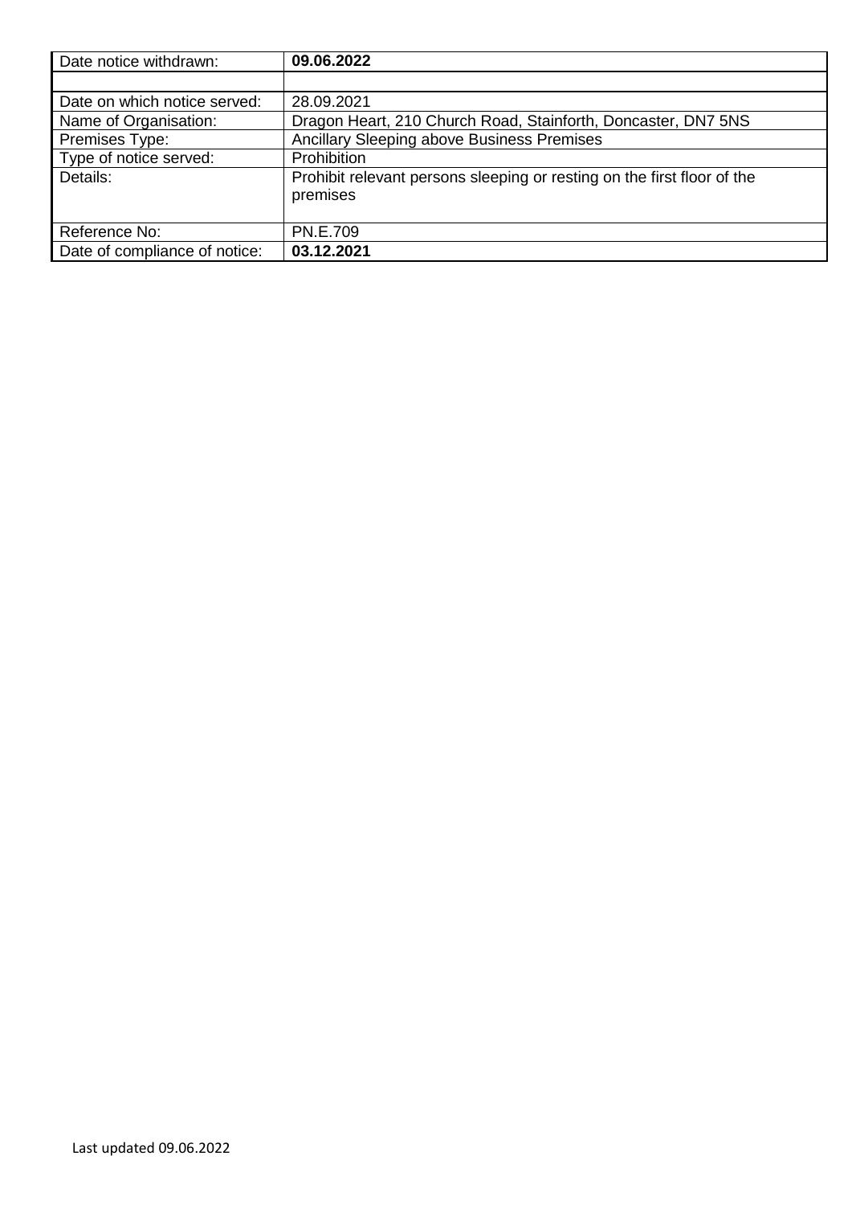| | |
|---|---|
| Date notice withdrawn: | **09.06.2022** |
| | |
| Date on which notice served: | 28.09.2021 |
| Name of Organisation: | Dragon Heart, 210 Church Road, Stainforth, Doncaster, DN7 5NS |
| Premises Type: | Ancillary Sleeping above Business Premises |
| Type of notice served: | Prohibition |
| Details: | Prohibit relevant persons sleeping or resting on the first floor of the premises |
| Reference No: | PN.E.709 |
| Date of compliance of notice: | **03.12.2021** |

Last updated 09.06.2022